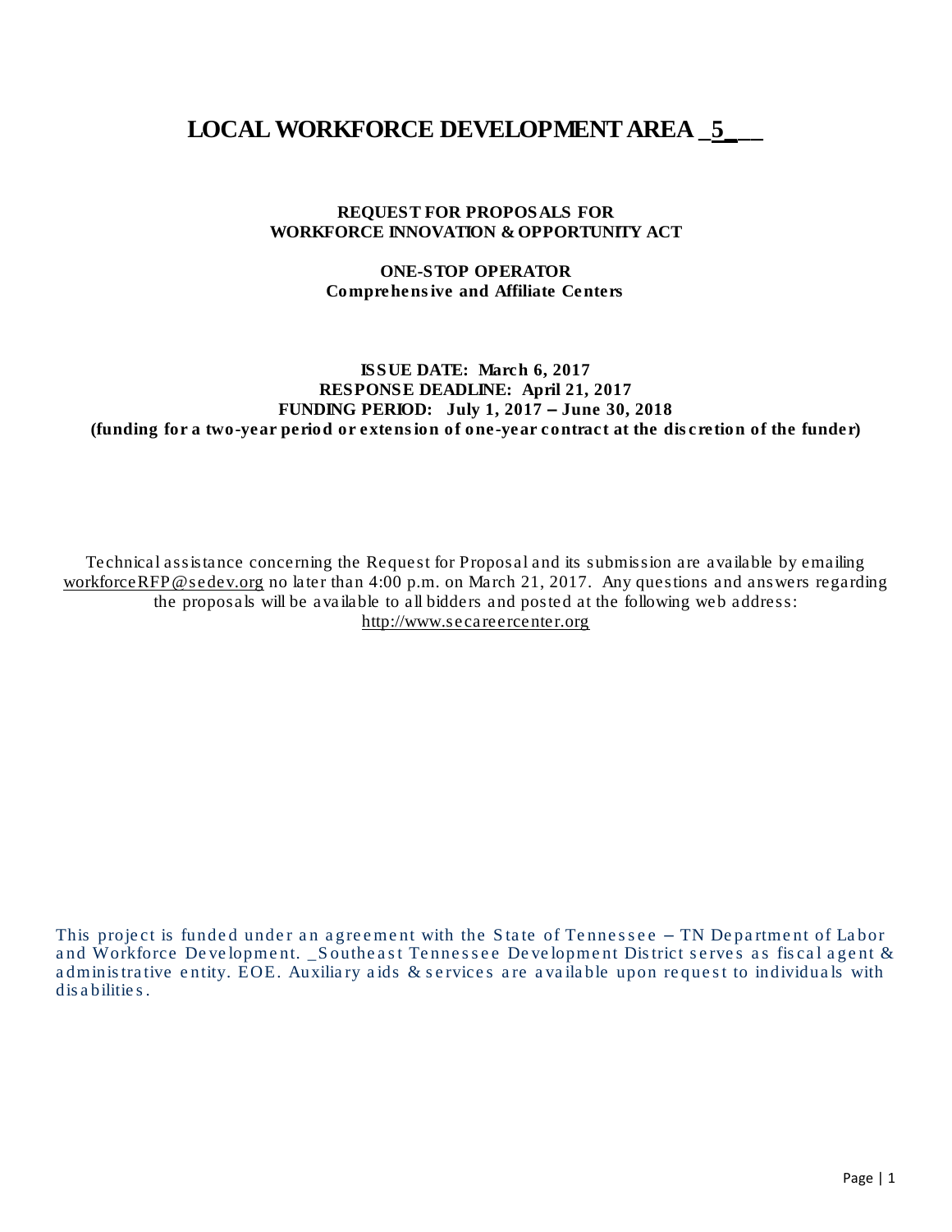# LOCAL WORKFORCE DEVELOPMENT AREA _5___

**REQUEST FOR PROPOSALS FOR**
**WORKFORCE INNOVATION & OPPORTUNITY ACT**

**ONE-STOP OPERATOR**
**Comprehensive and Affiliate Centers**

**ISSUE DATE: March 6, 2017**
**RESPONSE DEADLINE: April 21, 2017**
**FUNDING PERIOD: July 1, 2017 – June 30, 2018**
**(funding for a two-year period or extension of one-year contract at the discretion of the funder)**

Technical assistance concerning the Request for Proposal and its submission are available by emailing workforceRFP@sedev.org no later than 4:00 p.m. on March 21, 2017. Any questions and answers regarding the proposals will be available to all bidders and posted at the following web address: http://www.secareercenter.org

This project is funded under an agreement with the State of Tennessee – TN Department of Labor and Workforce Development. _Southeast Tennessee Development District serves as fiscal agent & administrative entity. EOE. Auxiliary aids & services are available upon request to individuals with disabilities.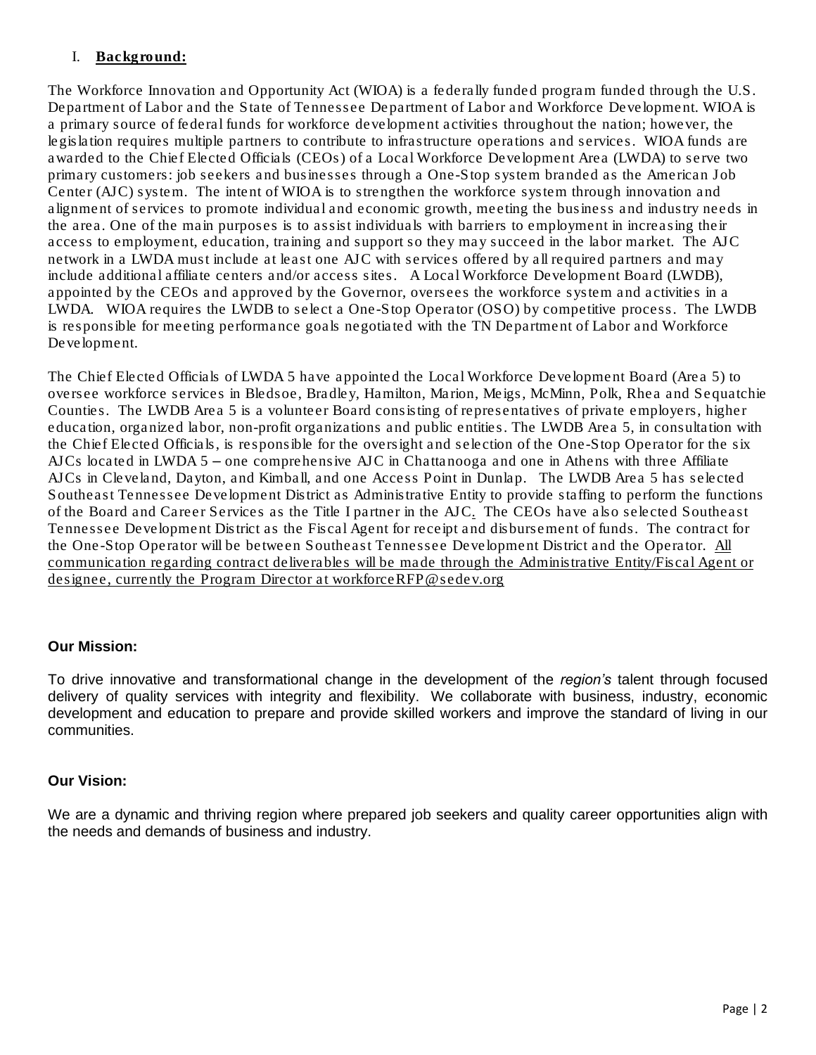## I. **Background:**

The Workforce Innovation and Opportunity Act (WIOA) is a federally funded program funded through the U.S. Department of Labor and the State of Tennessee Department of Labor and Workforce Development. WIOA is a primary source of federal funds for workforce development activities throughout the nation; however, the legislation requires multiple partners to contribute to infrastructure operations and services. WIOA funds are awarded to the Chief Elected Officials (CEOs) of a Local Workforce Development Area (LWDA) to serve two primary customers: job seekers and businesses through a One-Stop system branded as the American Job Center (AJC) system. The intent of WIOA is to strengthen the workforce system through innovation and alignment of services to promote individual and economic growth, meeting the business and industry needs in the area. One of the main purposes is to assist individuals with barriers to employment in increasing their access to employment, education, training and support so they may succeed in the labor market. The AJC network in a LWDA must include at least one AJC with services offered by all required partners and may include additional affiliate centers and/or access sites. A Local Workforce Development Board (LWDB), appointed by the CEOs and approved by the Governor, oversees the workforce system and activities in a LWDA. WIOA requires the LWDB to select a One-Stop Operator (OSO) by competitive process. The LWDB is responsible for meeting performance goals negotiated with the TN Department of Labor and Workforce Development.

The Chief Elected Officials of LWDA 5 have appointed the Local Workforce Development Board (Area 5) to oversee workforce services in Bledsoe, Bradley, Hamilton, Marion, Meigs, McMinn, Polk, Rhea and Sequatchie Counties. The LWDB Area 5 is a volunteer Board consisting of representatives of private employers, higher education, organized labor, non-profit organizations and public entities. The LWDB Area 5, in consultation with the Chief Elected Officials, is responsible for the oversight and selection of the One-Stop Operator for the six AJCs located in LWDA 5 – one comprehensive AJC in Chattanooga and one in Athens with three Affiliate AJCs in Cleveland, Dayton, and Kimball, and one Access Point in Dunlap. The LWDB Area 5 has selected Southeast Tennessee Development District as Administrative Entity to provide staffing to perform the functions of the Board and Career Services as the Title I partner in the AJC. The CEOs have also selected Southeast Tennessee Development District as the Fiscal Agent for receipt and disbursement of funds. The contract for the One-Stop Operator will be between Southeast Tennessee Development District and the Operator. All communication regarding contract deliverables will be made through the Administrative Entity/Fiscal Agent or designee, currently the Program Director at workforceRFP@sedev.org

**Our Mission:**

To drive innovative and transformational change in the development of the *region's* talent through focused delivery of quality services with integrity and flexibility. We collaborate with business, industry, economic development and education to prepare and provide skilled workers and improve the standard of living in our communities.

**Our Vision:**

We are a dynamic and thriving region where prepared job seekers and quality career opportunities align with the needs and demands of business and industry.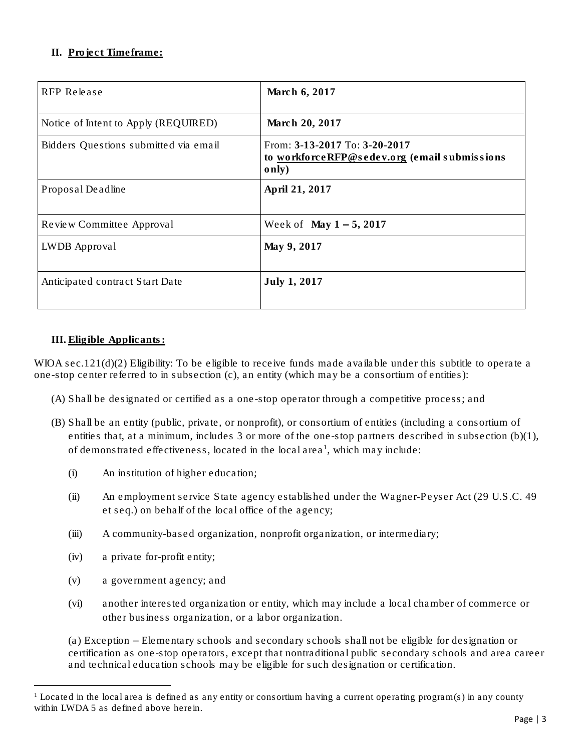## II. Project Timeframe:

| | |
|---|---|
| RFP Release | **March 6, 2017** |
| Notice of Intent to Apply (REQUIRED) | **March 20, 2017** |
| Bidders Questions submitted via email | From: **3-13-2017** To: **3-20-2017** **to workforceRFP@sedev.org (email submissions only)** |
| Proposal Deadline | **April 21, 2017** |
| Review Committee Approval | Week of **May 1 – 5, 2017** |
| LWDB Approval | **May 9, 2017** |
| Anticipated contract Start Date | **July 1, 2017** |

## III. Eligible Applicants:

WIOA sec.121(d)(2) Eligibility: To be eligible to receive funds made available under this subtitle to operate a one-stop center referred to in subsection (c), an entity (which may be a consortium of entities):

(A) Shall be designated or certified as a one-stop operator through a competitive process; and

(B) Shall be an entity (public, private, or nonprofit), or consortium of entities (including a consortium of entities that, at a minimum, includes 3 or more of the one-stop partners described in subsection (b)(1), of demonstrated effectiveness, located in the local area[1], which may include:

- (i) An institution of higher education;
- (ii) An employment service State agency established under the Wagner-Peyser Act (29 U.S.C. 49 et seq.) on behalf of the local office of the agency;
- (iii) A community-based organization, nonprofit organization, or intermediary;
- (iv) a private for-profit entity;
- (v) a government agency; and
- (vi) another interested organization or entity, which may include a local chamber of commerce or other business organization, or a labor organization.

(a) Exception – Elementary schools and secondary schools shall not be eligible for designation or certification as one-stop operators, except that nontraditional public secondary schools and area career and technical education schools may be eligible for such designation or certification.

---

[1] Located in the local area is defined as any entity or consortium having a current operating program(s) in any county within LWDA 5 as defined above herein.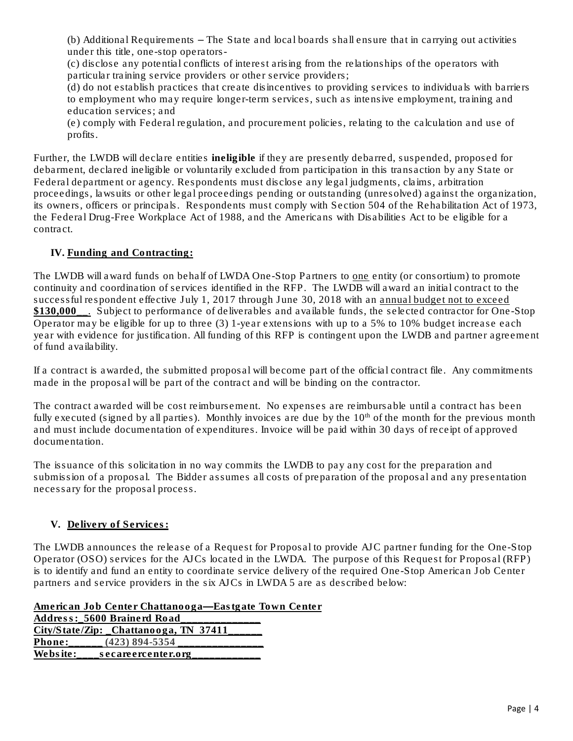(b) Additional Requirements – The State and local boards shall ensure that in carrying out activities under this title, one-stop operators-

(c) disclose any potential conflicts of interest arising from the relationships of the operators with particular training service providers or other service providers;

(d) do not establish practices that create disincentives to providing services to individuals with barriers to employment who may require longer-term services, such as intensive employment, training and education services; and

(e) comply with Federal regulation, and procurement policies, relating to the calculation and use of profits.

Further, the LWDB will declare entities **ineligible** if they are presently debarred, suspended, proposed for debarment, declared ineligible or voluntarily excluded from participation in this transaction by any State or Federal department or agency. Respondents must disclose any legal judgments, claims, arbitration proceedings, lawsuits or other legal proceedings pending or outstanding (unresolved) against the organization, its owners, officers or principals. Respondents must comply with Section 504 of the Rehabilitation Act of 1973, the Federal Drug-Free Workplace Act of 1988, and the Americans with Disabilities Act to be eligible for a contract.

## IV. Funding and Contracting:

The LWDB will award funds on behalf of LWDA One-Stop Partners to one entity (or consortium) to promote continuity and coordination of services identified in the RFP. The LWDB will award an initial contract to the successful respondent effective July 1, 2017 through June 30, 2018 with an annual budget not to exceed **$130,000__**. Subject to performance of deliverables and available funds, the selected contractor for One-Stop Operator may be eligible for up to three (3) 1-year extensions with up to a 5% to 10% budget increase each year with evidence for justification. All funding of this RFP is contingent upon the LWDB and partner agreement of fund availability.

If a contract is awarded, the submitted proposal will become part of the official contract file. Any commitments made in the proposal will be part of the contract and will be binding on the contractor.

The contract awarded will be cost reimbursement. No expenses are reimbursable until a contract has been fully executed (signed by all parties). Monthly invoices are due by the 10th of the month for the previous month and must include documentation of expenditures. Invoice will be paid within 30 days of receipt of approved documentation.

The issuance of this solicitation in no way commits the LWDB to pay any cost for the preparation and submission of a proposal. The Bidder assumes all costs of preparation of the proposal and any presentation necessary for the proposal process.

## V. Delivery of Services:

The LWDB announces the release of a Request for Proposal to provide AJC partner funding for the One-Stop Operator (OSO) services for the AJCs located in the LWDA. The purpose of this Request for Proposal (RFP) is to identify and fund an entity to coordinate service delivery of the required One-Stop American Job Center partners and service providers in the six AJCs in LWDA 5 are as described below:

**American Job Center Chattanooga—Eastgate Town Center**
**Address:_5600 Brainerd Road______________**
**City/State/Zip: _Chattanooga, TN 37411______**
**Phone:______ (423) 894-5354 _______________**
**Website:____secareercenter.org____________**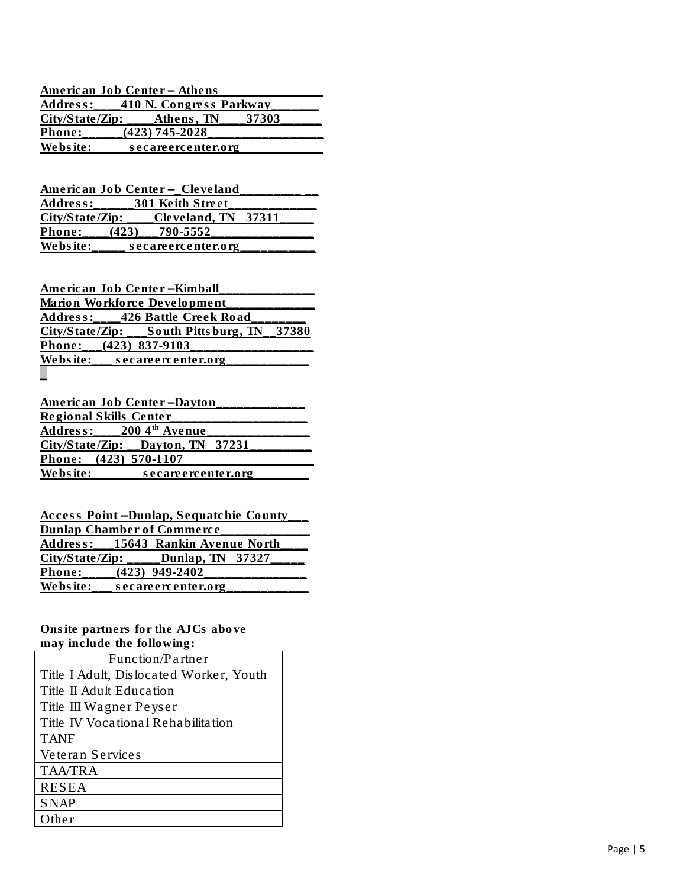**American Job Center – Athens**
**Address: 410 N. Congress Parkway**
**City/State/Zip: Athens, TN 37303**
**Phone: (423) 745-2028**
**Website: secareercenter.org**

**American Job Center – Cleveland**
**Address: 301 Keith Street**
**City/State/Zip: Cleveland, TN 37311**
**Phone: (423) 790-5552**
**Website: secareercenter.org**

**American Job Center –Kimball**
**Marion Workforce Development**
**Address: 426 Battle Creek Road**
**City/State/Zip: South Pittsburg, TN 37380**
**Phone: (423) 837-9103**
**Website: secareercenter.org**

**American Job Center –Dayton**
**Regional Skills Center**
**Address: 200 4th Avenue**
**City/State/Zip: Dayton, TN 37231**
**Phone: (423) 570-1107**
**Website: secareercenter.org**

**Access Point –Dunlap, Sequatchie County**
**Dunlap Chamber of Commerce**
**Address: 15643 Rankin Avenue North**
**City/State/Zip: Dunlap, TN 37327**
**Phone: (423) 949-2402**
**Website: secareercenter.org**

**Onsite partners for the AJCs above may include the following:**

| Function/Partner |
|---|
| Title I Adult, Dislocated Worker, Youth |
| Title II Adult Education |
| Title III Wagner Peyser |
| Title IV Vocational Rehabilitation |
| TANF |
| Veteran Services |
| TAA/TRA |
| RESEA |
| SNAP |
| Other |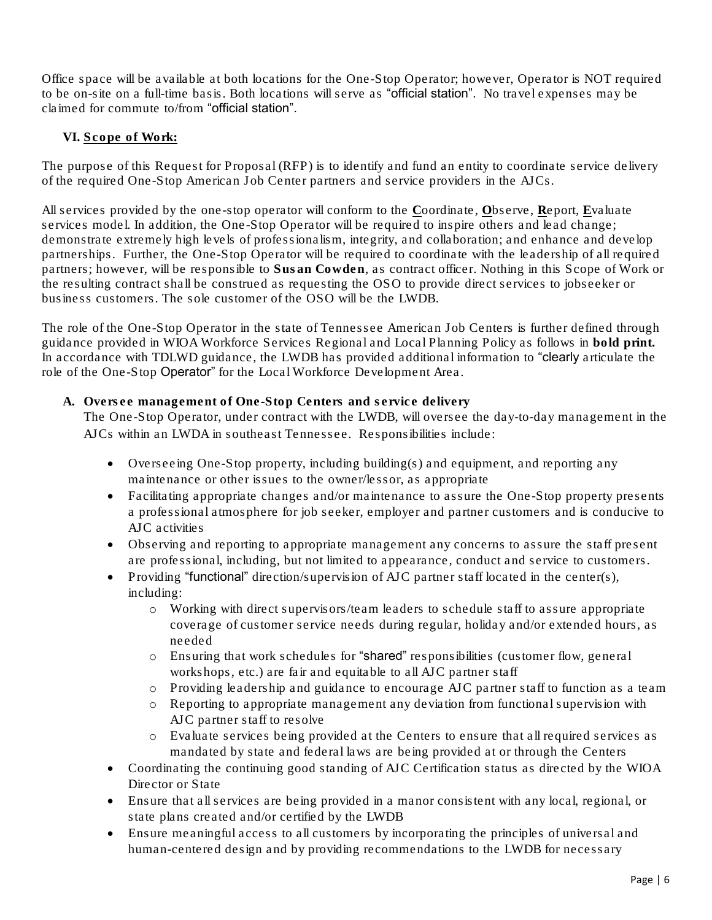Office space will be available at both locations for the One-Stop Operator; however, Operator is NOT required to be on-site on a full-time basis. Both locations will serve as "official station". No travel expenses may be claimed for commute to/from "official station".

## VI. Scope of Work:

The purpose of this Request for Proposal (RFP) is to identify and fund an entity to coordinate service delivery of the required One-Stop American Job Center partners and service providers in the AJCs.

All services provided by the one-stop operator will conform to the **C**oordinate, **O**bserve, **R**eport, **E**valuate services model. In addition, the One-Stop Operator will be required to inspire others and lead change; demonstrate extremely high levels of professionalism, integrity, and collaboration; and enhance and develop partnerships. Further, the One-Stop Operator will be required to coordinate with the leadership of all required partners; however, will be responsible to **Susan Cowden**, as contract officer. Nothing in this Scope of Work or the resulting contract shall be construed as requesting the OSO to provide direct services to jobseeker or business customers. The sole customer of the OSO will be the LWDB.

The role of the One-Stop Operator in the state of Tennessee American Job Centers is further defined through guidance provided in WIOA Workforce Services Regional and Local Planning Policy as follows in **bold print.** In accordance with TDLWD guidance, the LWDB has provided additional information to "clearly articulate the role of the One-Stop Operator" for the Local Workforce Development Area.

**A. Oversee management of One-Stop Centers and service delivery**

The One-Stop Operator, under contract with the LWDB, will oversee the day-to-day management in the AJCs within an LWDA in southeast Tennessee. Responsibilities include:

- Overseeing One-Stop property, including building(s) and equipment, and reporting any maintenance or other issues to the owner/lessor, as appropriate
- Facilitating appropriate changes and/or maintenance to assure the One-Stop property presents a professional atmosphere for job seeker, employer and partner customers and is conducive to AJC activities
- Observing and reporting to appropriate management any concerns to assure the staff present are professional, including, but not limited to appearance, conduct and service to customers.
- Providing "functional" direction/supervision of AJC partner staff located in the center(s), including:
  - Working with direct supervisors/team leaders to schedule staff to assure appropriate coverage of customer service needs during regular, holiday and/or extended hours, as needed
  - Ensuring that work schedules for "shared" responsibilities (customer flow, general workshops, etc.) are fair and equitable to all AJC partner staff
  - Providing leadership and guidance to encourage AJC partner staff to function as a team
  - Reporting to appropriate management any deviation from functional supervision with AJC partner staff to resolve
  - Evaluate services being provided at the Centers to ensure that all required services as mandated by state and federal laws are being provided at or through the Centers
- Coordinating the continuing good standing of AJC Certification status as directed by the WIOA Director or State
- Ensure that all services are being provided in a manor consistent with any local, regional, or state plans created and/or certified by the LWDB
- Ensure meaningful access to all customers by incorporating the principles of universal and human-centered design and by providing recommendations to the LWDB for necessary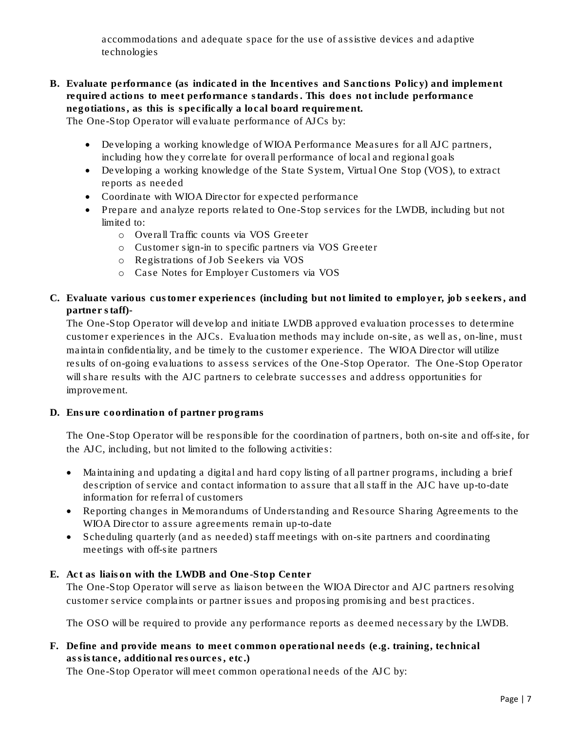accommodations and adequate space for the use of assistive devices and adaptive technologies

**B. Evaluate performance (as indicated in the Incentives and Sanctions Policy) and implement required actions to meet performance standards. This does not include performance negotiations, as this is specifically a local board requirement.**

The One-Stop Operator will evaluate performance of AJCs by:

- Developing a working knowledge of WIOA Performance Measures for all AJC partners, including how they correlate for overall performance of local and regional goals
- Developing a working knowledge of the State System, Virtual One Stop (VOS), to extract reports as needed
- Coordinate with WIOA Director for expected performance
- Prepare and analyze reports related to One-Stop services for the LWDB, including but not limited to:
    - Overall Traffic counts via VOS Greeter
    - Customer sign-in to specific partners via VOS Greeter
    - Registrations of Job Seekers via VOS
    - Case Notes for Employer Customers via VOS

**C. Evaluate various customer experiences (including but not limited to employer, job seekers, and partner staff)-**

The One-Stop Operator will develop and initiate LWDB approved evaluation processes to determine customer experiences in the AJCs. Evaluation methods may include on-site, as well as, on-line, must maintain confidentiality, and be timely to the customer experience. The WIOA Director will utilize results of on-going evaluations to assess services of the One-Stop Operator. The One-Stop Operator will share results with the AJC partners to celebrate successes and address opportunities for improvement.

**D. Ensure coordination of partner programs**

The One-Stop Operator will be responsible for the coordination of partners, both on-site and off-site, for the AJC, including, but not limited to the following activities:

- Maintaining and updating a digital and hard copy listing of all partner programs, including a brief description of service and contact information to assure that all staff in the AJC have up-to-date information for referral of customers
- Reporting changes in Memorandums of Understanding and Resource Sharing Agreements to the WIOA Director to assure agreements remain up-to-date
- Scheduling quarterly (and as needed) staff meetings with on-site partners and coordinating meetings with off-site partners

**E. Act as liaison with the LWDB and One-Stop Center**

The One-Stop Operator will serve as liaison between the WIOA Director and AJC partners resolving customer service complaints or partner issues and proposing promising and best practices.

The OSO will be required to provide any performance reports as deemed necessary by the LWDB.

**F. Define and provide means to meet common operational needs (e.g. training, technical assistance, additional resources, etc.)**

The One-Stop Operator will meet common operational needs of the AJC by: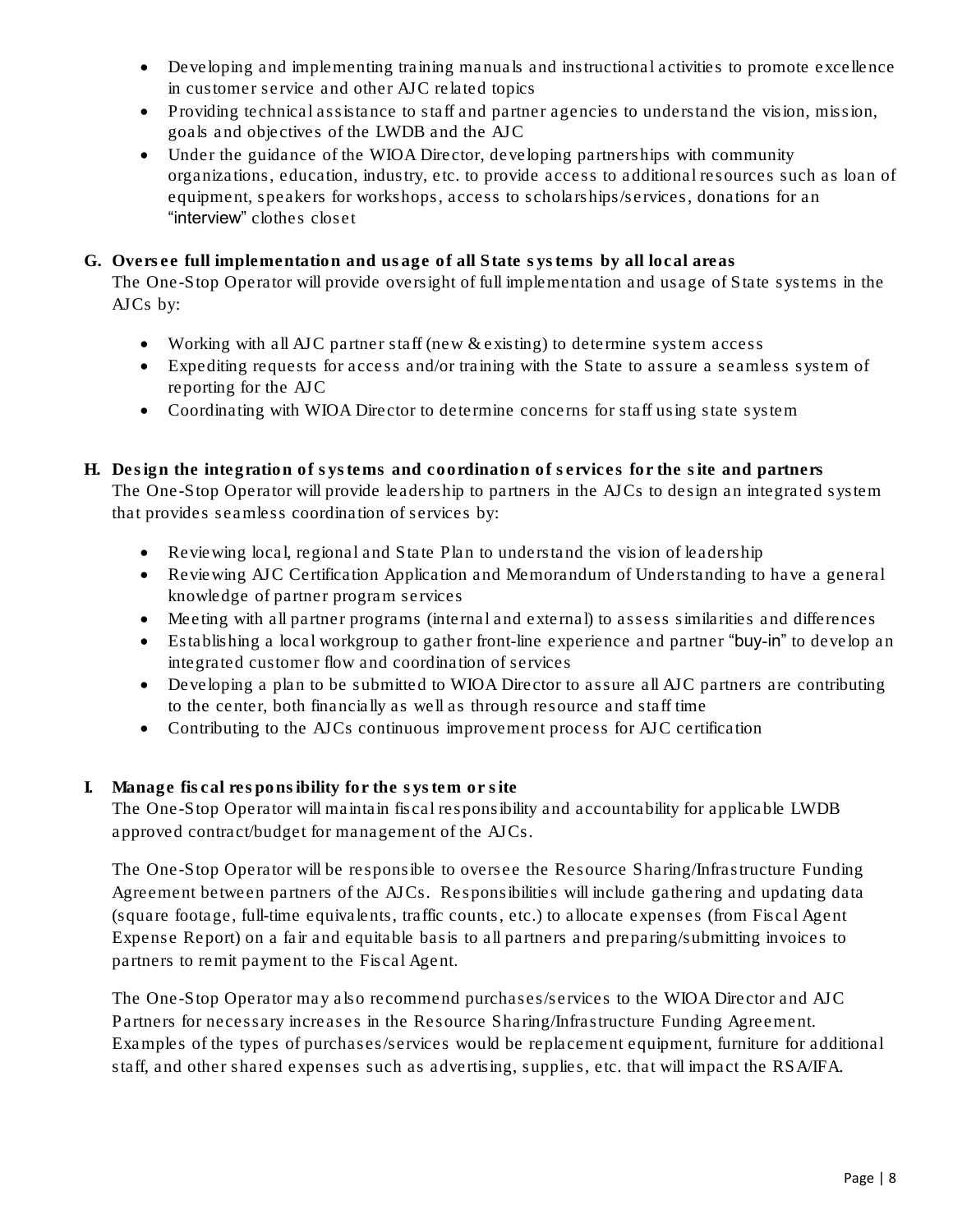- Developing and implementing training manuals and instructional activities to promote excellence in customer service and other AJC related topics
- Providing technical assistance to staff and partner agencies to understand the vision, mission, goals and objectives of the LWDB and the AJC
- Under the guidance of the WIOA Director, developing partnerships with community organizations, education, industry, etc. to provide access to additional resources such as loan of equipment, speakers for workshops, access to scholarships/services, donations for an "interview" clothes closet

**G. Oversee full implementation and usage of all State systems by all local areas**

The One-Stop Operator will provide oversight of full implementation and usage of State systems in the AJCs by:

- Working with all AJC partner staff (new & existing) to determine system access
- Expediting requests for access and/or training with the State to assure a seamless system of reporting for the AJC
- Coordinating with WIOA Director to determine concerns for staff using state system

**H. Design the integration of systems and coordination of services for the site and partners**

The One-Stop Operator will provide leadership to partners in the AJCs to design an integrated system that provides seamless coordination of services by:

- Reviewing local, regional and State Plan to understand the vision of leadership
- Reviewing AJC Certification Application and Memorandum of Understanding to have a general knowledge of partner program services
- Meeting with all partner programs (internal and external) to assess similarities and differences
- Establishing a local workgroup to gather front-line experience and partner "buy-in" to develop an integrated customer flow and coordination of services
- Developing a plan to be submitted to WIOA Director to assure all AJC partners are contributing to the center, both financially as well as through resource and staff time
- Contributing to the AJCs continuous improvement process for AJC certification

**I. Manage fiscal responsibility for the system or site**

The One-Stop Operator will maintain fiscal responsibility and accountability for applicable LWDB approved contract/budget for management of the AJCs.

The One-Stop Operator will be responsible to oversee the Resource Sharing/Infrastructure Funding Agreement between partners of the AJCs. Responsibilities will include gathering and updating data (square footage, full-time equivalents, traffic counts, etc.) to allocate expenses (from Fiscal Agent Expense Report) on a fair and equitable basis to all partners and preparing/submitting invoices to partners to remit payment to the Fiscal Agent.

The One-Stop Operator may also recommend purchases/services to the WIOA Director and AJC Partners for necessary increases in the Resource Sharing/Infrastructure Funding Agreement. Examples of the types of purchases/services would be replacement equipment, furniture for additional staff, and other shared expenses such as advertising, supplies, etc. that will impact the RSA/IFA.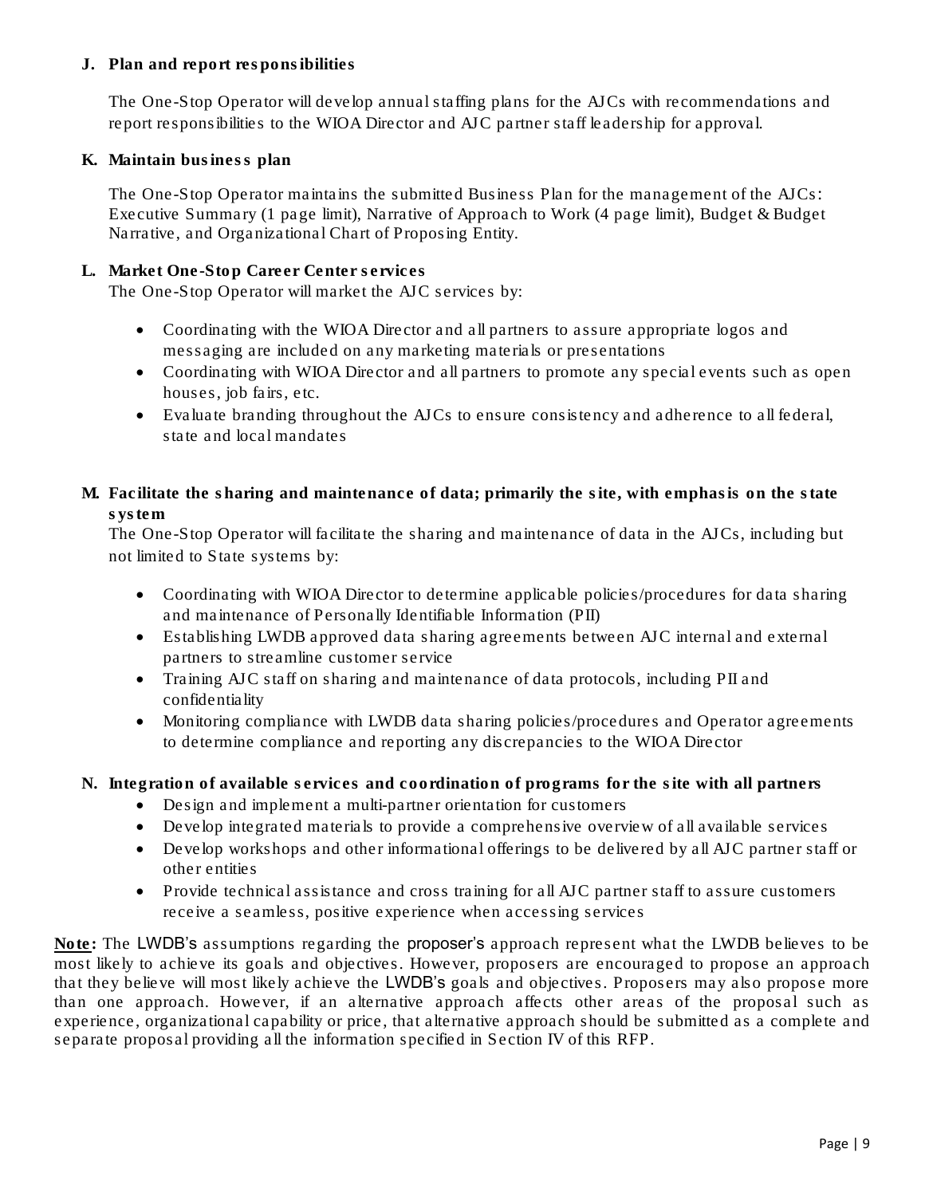**J. Plan and report responsibilities**

The One-Stop Operator will develop annual staffing plans for the AJCs with recommendations and report responsibilities to the WIOA Director and AJC partner staff leadership for approval.

**K. Maintain business plan**

The One-Stop Operator maintains the submitted Business Plan for the management of the AJCs: Executive Summary (1 page limit), Narrative of Approach to Work (4 page limit), Budget & Budget Narrative, and Organizational Chart of Proposing Entity.

**L. Market One-Stop Career Center services**

The One-Stop Operator will market the AJC services by:

- Coordinating with the WIOA Director and all partners to assure appropriate logos and messaging are included on any marketing materials or presentations
- Coordinating with WIOA Director and all partners to promote any special events such as open houses, job fairs, etc.
- Evaluate branding throughout the AJCs to ensure consistency and adherence to all federal, state and local mandates

**M. Facilitate the sharing and maintenance of data; primarily the site, with emphasis on the state system**

The One-Stop Operator will facilitate the sharing and maintenance of data in the AJCs, including but not limited to State systems by:

- Coordinating with WIOA Director to determine applicable policies/procedures for data sharing and maintenance of Personally Identifiable Information (PII)
- Establishing LWDB approved data sharing agreements between AJC internal and external partners to streamline customer service
- Training AJC staff on sharing and maintenance of data protocols, including PII and confidentiality
- Monitoring compliance with LWDB data sharing policies/procedures and Operator agreements to determine compliance and reporting any discrepancies to the WIOA Director

**N. Integration of available services and coordination of programs for the site with all partners**

- Design and implement a multi-partner orientation for customers
- Develop integrated materials to provide a comprehensive overview of all available services
- Develop workshops and other informational offerings to be delivered by all AJC partner staff or other entities
- Provide technical assistance and cross training for all AJC partner staff to assure customers receive a seamless, positive experience when accessing services

**Note:** The LWDB's assumptions regarding the proposer's approach represent what the LWDB believes to be most likely to achieve its goals and objectives. However, proposers are encouraged to propose an approach that they believe will most likely achieve the LWDB's goals and objectives. Proposers may also propose more than one approach. However, if an alternative approach affects other areas of the proposal such as experience, organizational capability or price, that alternative approach should be submitted as a complete and separate proposal providing all the information specified in Section IV of this RFP.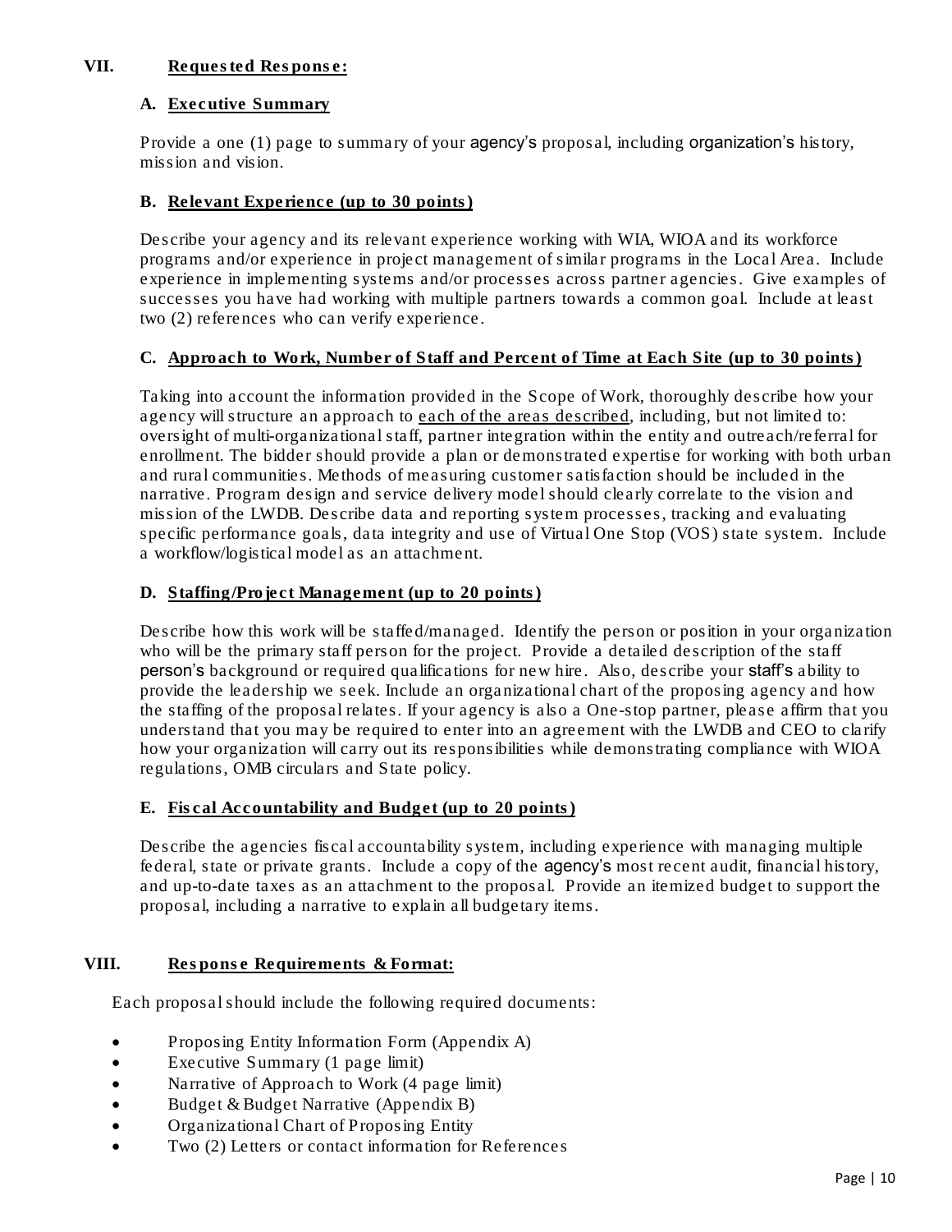## VII. Requested Response:

### A. Executive Summary

Provide a one (1) page to summary of your agency's proposal, including organization's history, mission and vision.

### B. Relevant Experience (up to 30 points)

Describe your agency and its relevant experience working with WIA, WIOA and its workforce programs and/or experience in project management of similar programs in the Local Area. Include experience in implementing systems and/or processes across partner agencies. Give examples of successes you have had working with multiple partners towards a common goal. Include at least two (2) references who can verify experience.

### C. Approach to Work, Number of Staff and Percent of Time at Each Site (up to 30 points)

Taking into account the information provided in the Scope of Work, thoroughly describe how your agency will structure an approach to each of the areas described, including, but not limited to: oversight of multi-organizational staff, partner integration within the entity and outreach/referral for enrollment. The bidder should provide a plan or demonstrated expertise for working with both urban and rural communities. Methods of measuring customer satisfaction should be included in the narrative. Program design and service delivery model should clearly correlate to the vision and mission of the LWDB. Describe data and reporting system processes, tracking and evaluating specific performance goals, data integrity and use of Virtual One Stop (VOS) state system. Include a workflow/logistical model as an attachment.

### D. Staffing/Project Management (up to 20 points)

Describe how this work will be staffed/managed. Identify the person or position in your organization who will be the primary staff person for the project. Provide a detailed description of the staff person's background or required qualifications for new hire. Also, describe your staff's ability to provide the leadership we seek. Include an organizational chart of the proposing agency and how the staffing of the proposal relates. If your agency is also a One-stop partner, please affirm that you understand that you may be required to enter into an agreement with the LWDB and CEO to clarify how your organization will carry out its responsibilities while demonstrating compliance with WIOA regulations, OMB circulars and State policy.

### E. Fiscal Accountability and Budget (up to 20 points)

Describe the agencies fiscal accountability system, including experience with managing multiple federal, state or private grants. Include a copy of the agency's most recent audit, financial history, and up-to-date taxes as an attachment to the proposal. Provide an itemized budget to support the proposal, including a narrative to explain all budgetary items.

## VIII. Response Requirements & Format:

Each proposal should include the following required documents:

- Proposing Entity Information Form (Appendix A)
- Executive Summary (1 page limit)
- Narrative of Approach to Work (4 page limit)
- Budget & Budget Narrative (Appendix B)
- Organizational Chart of Proposing Entity
- Two (2) Letters or contact information for References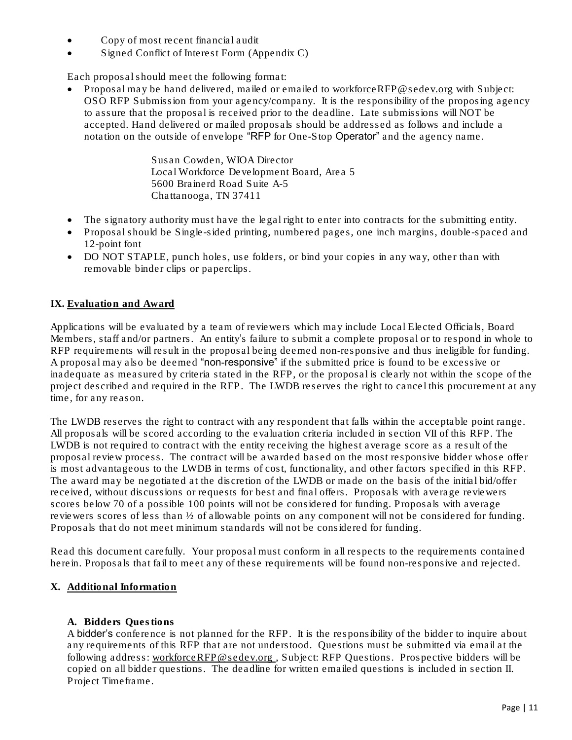- Copy of most recent financial audit
- Signed Conflict of Interest Form (Appendix C)

Each proposal should meet the following format:

- Proposal may be hand delivered, mailed or emailed to workforceRFP@sedev.org with Subject: OSO RFP Submission from your agency/company. It is the responsibility of the proposing agency to assure that the proposal is received prior to the deadline. Late submissions will NOT be accepted. Hand delivered or mailed proposals should be addressed as follows and include a notation on the outside of envelope "RFP for One-Stop Operator" and the agency name.

  Susan Cowden, WIOA Director
  Local Workforce Development Board, Area 5
  5600 Brainerd Road Suite A-5
  Chattanooga, TN 37411

- The signatory authority must have the legal right to enter into contracts for the submitting entity.
- Proposal should be Single-sided printing, numbered pages, one inch margins, double-spaced and 12-point font
- DO NOT STAPLE, punch holes, use folders, or bind your copies in any way, other than with removable binder clips or paperclips.

## IX. Evaluation and Award

Applications will be evaluated by a team of reviewers which may include Local Elected Officials, Board Members, staff and/or partners. An entity's failure to submit a complete proposal or to respond in whole to RFP requirements will result in the proposal being deemed non-responsive and thus ineligible for funding. A proposal may also be deemed "non-responsive" if the submitted price is found to be excessive or inadequate as measured by criteria stated in the RFP, or the proposal is clearly not within the scope of the project described and required in the RFP. The LWDB reserves the right to cancel this procurement at any time, for any reason.

The LWDB reserves the right to contract with any respondent that falls within the acceptable point range. All proposals will be scored according to the evaluation criteria included in section VII of this RFP. The LWDB is not required to contract with the entity receiving the highest average score as a result of the proposal review process. The contract will be awarded based on the most responsive bidder whose offer is most advantageous to the LWDB in terms of cost, functionality, and other factors specified in this RFP. The award may be negotiated at the discretion of the LWDB or made on the basis of the initial bid/offer received, without discussions or requests for best and final offers. Proposals with average reviewers scores below 70 of a possible 100 points will not be considered for funding. Proposals with average reviewers scores of less than ½ of allowable points on any component will not be considered for funding. Proposals that do not meet minimum standards will not be considered for funding.

Read this document carefully. Your proposal must conform in all respects to the requirements contained herein. Proposals that fail to meet any of these requirements will be found non-responsive and rejected.

## X. Additional Information

### A. Bidders Questions

A bidder's conference is not planned for the RFP. It is the responsibility of the bidder to inquire about any requirements of this RFP that are not understood. Questions must be submitted via email at the following address: workforceRFP@sedev.org , Subject: RFP Questions. Prospective bidders will be copied on all bidder questions. The deadline for written emailed questions is included in section II. Project Timeframe.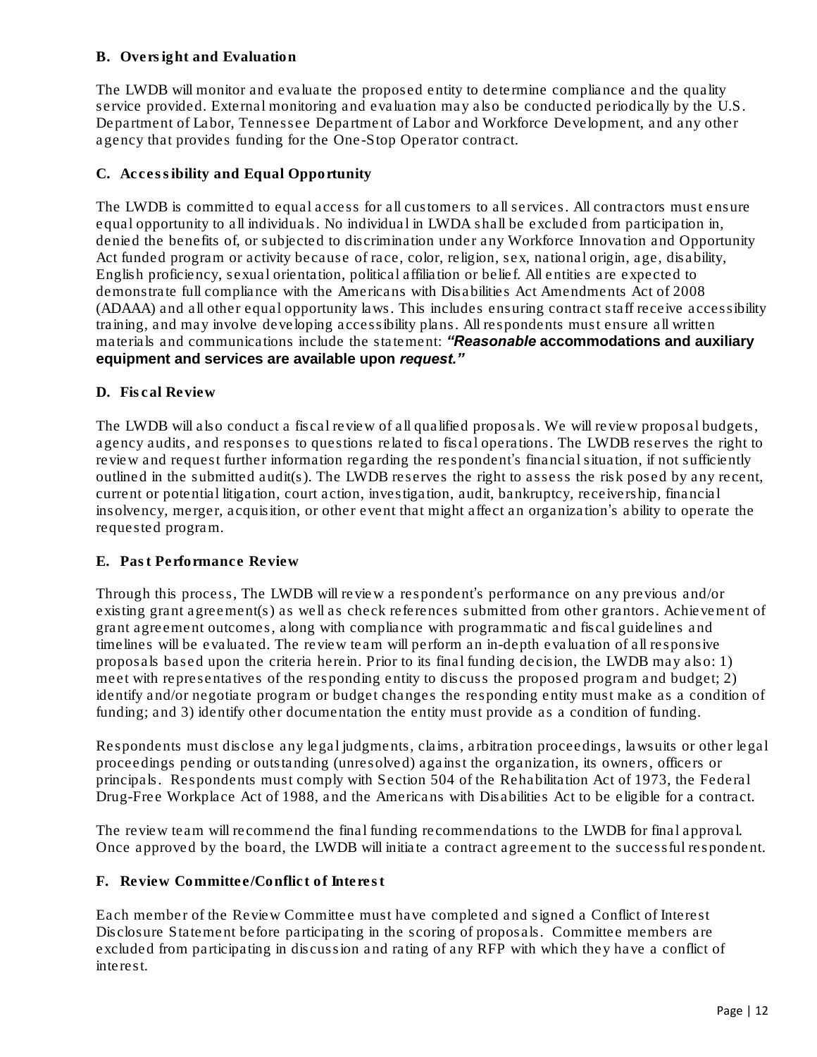**B. Oversight and Evaluation**

The LWDB will monitor and evaluate the proposed entity to determine compliance and the quality service provided. External monitoring and evaluation may also be conducted periodically by the U.S. Department of Labor, Tennessee Department of Labor and Workforce Development, and any other agency that provides funding for the One-Stop Operator contract.

**C. Accessibility and Equal Opportunity**

The LWDB is committed to equal access for all customers to all services. All contractors must ensure equal opportunity to all individuals. No individual in LWDA shall be excluded from participation in, denied the benefits of, or subjected to discrimination under any Workforce Innovation and Opportunity Act funded program or activity because of race, color, religion, sex, national origin, age, disability, English proficiency, sexual orientation, political affiliation or belief. All entities are expected to demonstrate full compliance with the Americans with Disabilities Act Amendments Act of 2008 (ADAAA) and all other equal opportunity laws. This includes ensuring contract staff receive accessibility training, and may involve developing accessibility plans. All respondents must ensure all written materials and communications include the statement: ***"Reasonable* accommodations and auxiliary equipment and services are available upon *request."***

**D. Fiscal Review**

The LWDB will also conduct a fiscal review of all qualified proposals. We will review proposal budgets, agency audits, and responses to questions related to fiscal operations. The LWDB reserves the right to review and request further information regarding the respondent's financial situation, if not sufficiently outlined in the submitted audit(s). The LWDB reserves the right to assess the risk posed by any recent, current or potential litigation, court action, investigation, audit, bankruptcy, receivership, financial insolvency, merger, acquisition, or other event that might affect an organization's ability to operate the requested program.

**E. Past Performance Review**

Through this process, The LWDB will review a respondent's performance on any previous and/or existing grant agreement(s) as well as check references submitted from other grantors. Achievement of grant agreement outcomes, along with compliance with programmatic and fiscal guidelines and timelines will be evaluated. The review team will perform an in-depth evaluation of all responsive proposals based upon the criteria herein. Prior to its final funding decision, the LWDB may also: 1) meet with representatives of the responding entity to discuss the proposed program and budget; 2) identify and/or negotiate program or budget changes the responding entity must make as a condition of funding; and 3) identify other documentation the entity must provide as a condition of funding.

Respondents must disclose any legal judgments, claims, arbitration proceedings, lawsuits or other legal proceedings pending or outstanding (unresolved) against the organization, its owners, officers or principals. Respondents must comply with Section 504 of the Rehabilitation Act of 1973, the Federal Drug-Free Workplace Act of 1988, and the Americans with Disabilities Act to be eligible for a contract.

The review team will recommend the final funding recommendations to the LWDB for final approval. Once approved by the board, the LWDB will initiate a contract agreement to the successful respondent.

**F. Review Committee/Conflict of Interest**

Each member of the Review Committee must have completed and signed a Conflict of Interest Disclosure Statement before participating in the scoring of proposals. Committee members are excluded from participating in discussion and rating of any RFP with which they have a conflict of interest.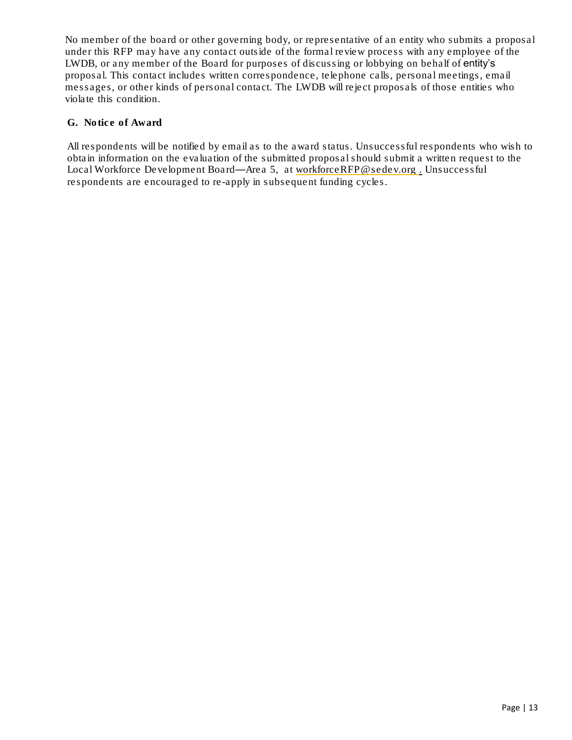No member of the board or other governing body, or representative of an entity who submits a proposal under this RFP may have any contact outside of the formal review process with any employee of the LWDB, or any member of the Board for purposes of discussing or lobbying on behalf of entity's proposal. This contact includes written correspondence, telephone calls, personal meetings, email messages, or other kinds of personal contact. The LWDB will reject proposals of those entities who violate this condition.

### G. Notice of Award

All respondents will be notified by email as to the award status. Unsuccessful respondents who wish to obtain information on the evaluation of the submitted proposal should submit a written request to the Local Workforce Development Board—Area 5, at workforceRFP@sedev.org . Unsuccessful respondents are encouraged to re-apply in subsequent funding cycles.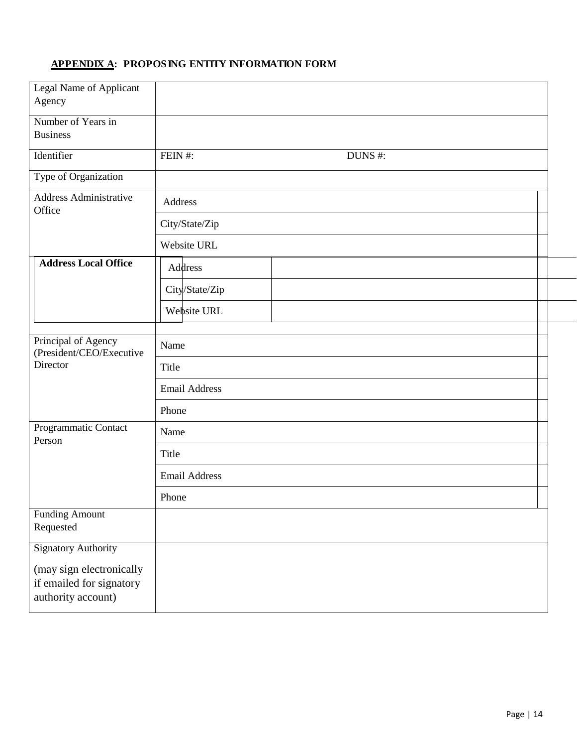**APPENDIX A: PROPOSING ENTITY INFORMATION FORM**

| | |
|---|---|
| Legal Name of Applicant Agency | |
| Number of Years in Business | |
| Identifier | FEIN #: DUNS #: |
| Type of Organization | |
| Address Administrative Office | Address |
| | City/State/Zip |
| | Website URL |
| **Address Local Office** | Address |
| | City/State/Zip |
| | Website URL |
| Principal of Agency (President/CEO/Executive Director | Name |
| | Title |
| | Email Address |
| | Phone |
| Programmatic Contact Person | Name |
| | Title |
| | Email Address |
| | Phone |
| Funding Amount Requested | |
| Signatory Authority (may sign electronically if emailed for signatory authority account) | |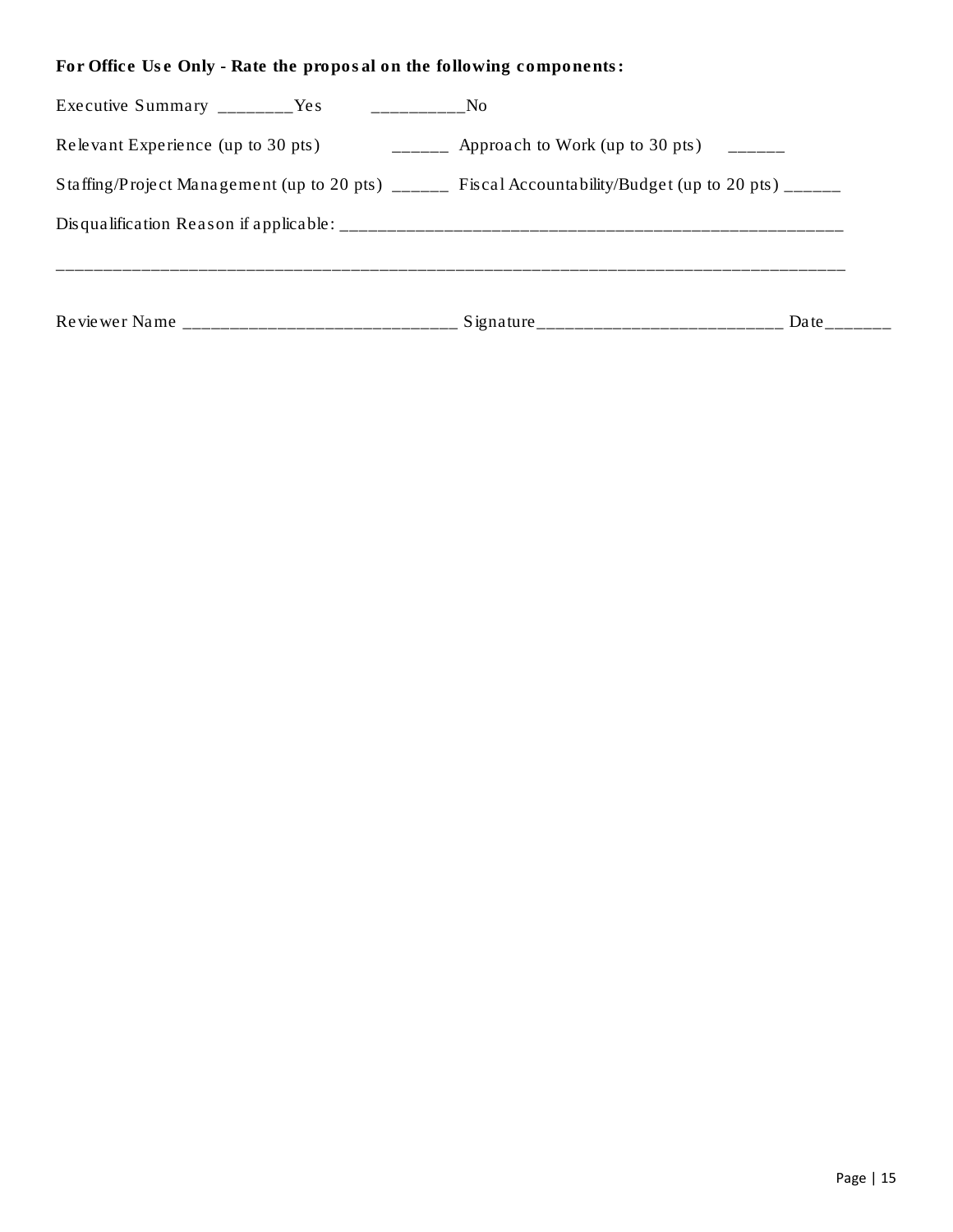**For Office Use Only - Rate the proposal on the following components:**

Executive Summary ________Yes __________No

Relevant Experience (up to 30 pts) ______ Approach to Work (up to 30 pts) ______

Staffing/Project Management (up to 20 pts) ______ Fiscal Accountability/Budget (up to 20 pts) ______

Disqualification Reason if applicable: _______________________________________________________

_____________________________________________________________________________________

Reviewer Name _____________________________ Signature__________________________ Date_______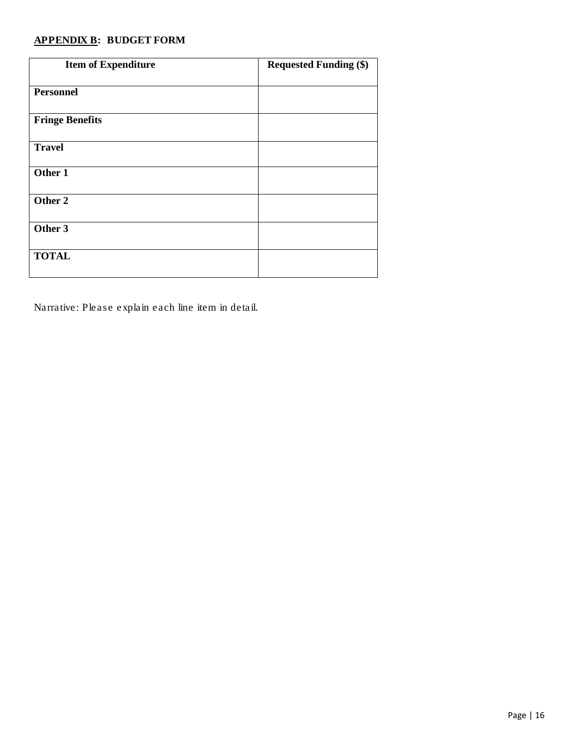## **<u>APPENDIX B</u>: BUDGET FORM**

| **Item of Expenditure** | **Requested Funding ($)** |
|---|---|
| **Personnel** | |
| **Fringe Benefits** | |
| **Travel** | |
| **Other 1** | |
| **Other 2** | |
| **Other 3** | |
| **TOTAL** | |

Narrative: Please explain each line item in detail.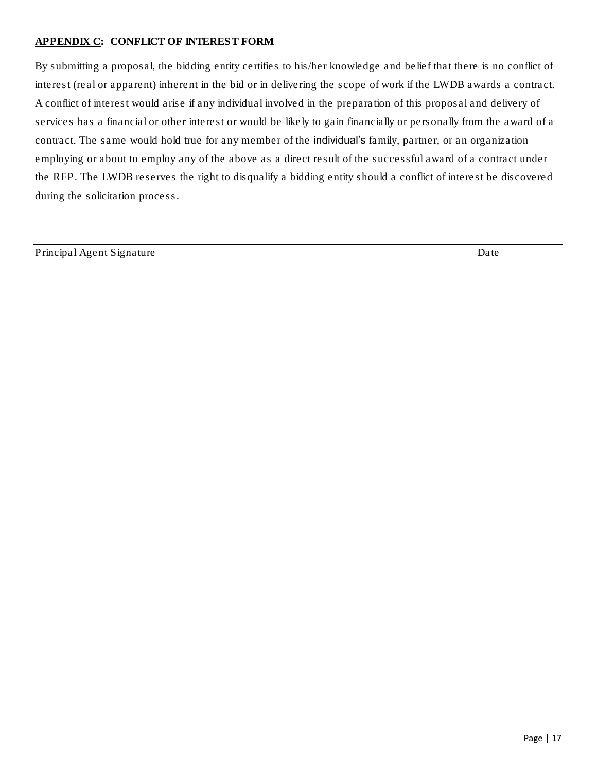**<u>APPENDIX C</u>: CONFLICT OF INTEREST FORM**

By submitting a proposal, the bidding entity certifies to his/her knowledge and belief that there is no conflict of interest (real or apparent) inherent in the bid or in delivering the scope of work if the LWDB awards a contract. A conflict of interest would arise if any individual involved in the preparation of this proposal and delivery of services has a financial or other interest or would be likely to gain financially or personally from the award of a contract. The same would hold true for any member of the individual's family, partner, or an organization employing or about to employ any of the above as a direct result of the successful award of a contract under the RFP. The LWDB reserves the right to disqualify a bidding entity should a conflict of interest be discovered during the solicitation process.

\_\_\_\_\_\_\_\_\_\_\_\_\_\_\_\_\_\_\_\_\_\_\_\_\_\_\_\_\_\_\_\_\_\_\_\_\_\_\_\_\_\_\_\_\_\_\_\_\_\_\_\_\_\_\_\_\_\_\_\_\_\_\_\_\_\_\_\_\_\_

Principal Agent Signature                                                                                    Date